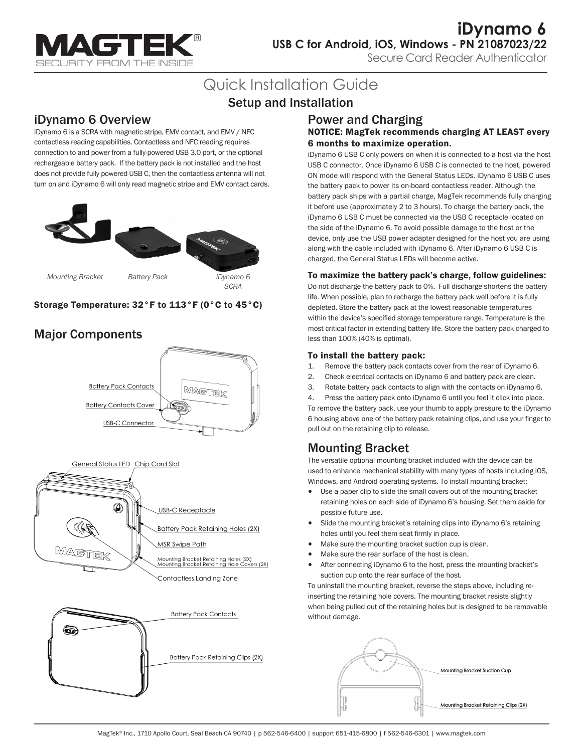# iDynamo 6

**USB C for Android, iOS, Windows - PN 21087023/22**

Secure Card Reader Authenticator

# Quick Installation Guide

## Setup and Installation

## iDynamo 6 Overview

iDynamo 6 is a SCRA with magnetic stripe, EMV contact, and EMV / NFC contactless reading capabilities. Contactless and NFC reading requires connection to and power from a fully-powered USB 3.0 port, or the optional rechargeable battery pack. If the battery pack is not installed and the host does not provide fully powered USB C, then the contactless antenna will not turn on and iDynamo 6 will only read magnetic stripe and EMV contact cards.

*Mounting Bracket* *Battery Pack* *iDynamo 6 SCRA*

**Storage Temperature: 32°F to 113°F (0°C to 45°C)**

## Major Components

Battery Pack Contacts
Battery Contacts Cover
USB-C Connector

General Status LED
Chip Card Slot
USB-C Receptacle
Battery Pack Retaining Holes (2X)
MSR Swipe Path
Mounting Bracket Retaining Holes (2X)
Mounting Bracket Retaining Hole Covers (2X)
Contactless Landing Zone

Battery Pack Contacts
Battery Pack Retaining Clips (2X)

## Power and Charging

**NOTICE: MagTek recommends charging AT LEAST every 6 months to maximize operation.**

iDynamo 6 USB C only powers on when it is connected to a host via the host USB C connector. Once iDynamo 6 USB C is connected to the host, powered ON mode will respond with the General Status LEDs. iDynamo 6 USB C uses the battery pack to power its on-board contactless reader. Although the battery pack ships with a partial charge, MagTek recommends fully charging it before use (approximately 2 to 3 hours). To charge the battery pack, the iDynamo 6 USB C must be connected via the USB C receptacle located on the side of the iDynamo 6. To avoid possible damage to the host or the device, only use the USB power adapter designed for the host you are using along with the cable included with iDynamo 6. After iDynamo 6 USB C is charged, the General Status LEDs will become active.

### To maximize the battery pack's charge, follow guidelines:

Do not discharge the battery pack to 0%. Full discharge shortens the battery life. When possible, plan to recharge the battery pack well before it is fully depleted. Store the battery pack at the lowest reasonable temperatures within the device's specified storage temperature range. Temperature is the most critical factor in extending battery life. Store the battery pack charged to less than 100% (40% is optimal).

### To install the battery pack:

1. Remove the battery pack contacts cover from the rear of iDynamo 6.
2. Check electrical contacts on iDynamo 6 and battery pack are clean.
3. Rotate battery pack contacts to align with the contacts on iDynamo 6.
4. Press the battery pack onto iDynamo 6 until you feel it click into place.

To remove the battery pack, use your thumb to apply pressure to the iDynamo 6 housing above one of the battery pack retaining clips, and use your finger to pull out on the retaining clip to release.

## Mounting Bracket

The versatile optional mounting bracket included with the device can be used to enhance mechanical stability with many types of hosts including iOS, Windows, and Android operating systems. To install mounting bracket:

- Use a paper clip to slide the small covers out of the mounting bracket retaining holes on each side of iDynamo 6's housing. Set them aside for possible future use.
- Slide the mounting bracket's retaining clips into iDynamo 6's retaining holes until you feel them seat firmly in place.
- Make sure the mounting bracket suction cup is clean.
- Make sure the rear surface of the host is clean.
- After connecting iDynamo 6 to the host, press the mounting bracket's suction cup onto the rear surface of the host.

To uninstall the mounting bracket, reverse the steps above, including re-inserting the retaining hole covers. The mounting bracket resists slightly when being pulled out of the retaining holes but is designed to be removable without damage.

Mounting Bracket Suction Cup
Mounting Bracket Retaining Clips (2X)

MagTek® Inc., 1710 Apollo Court, Seal Beach CA 90740 | p 562-546-6400 | support 651-415-6800 | f 562-546-6301 | www.magtek.com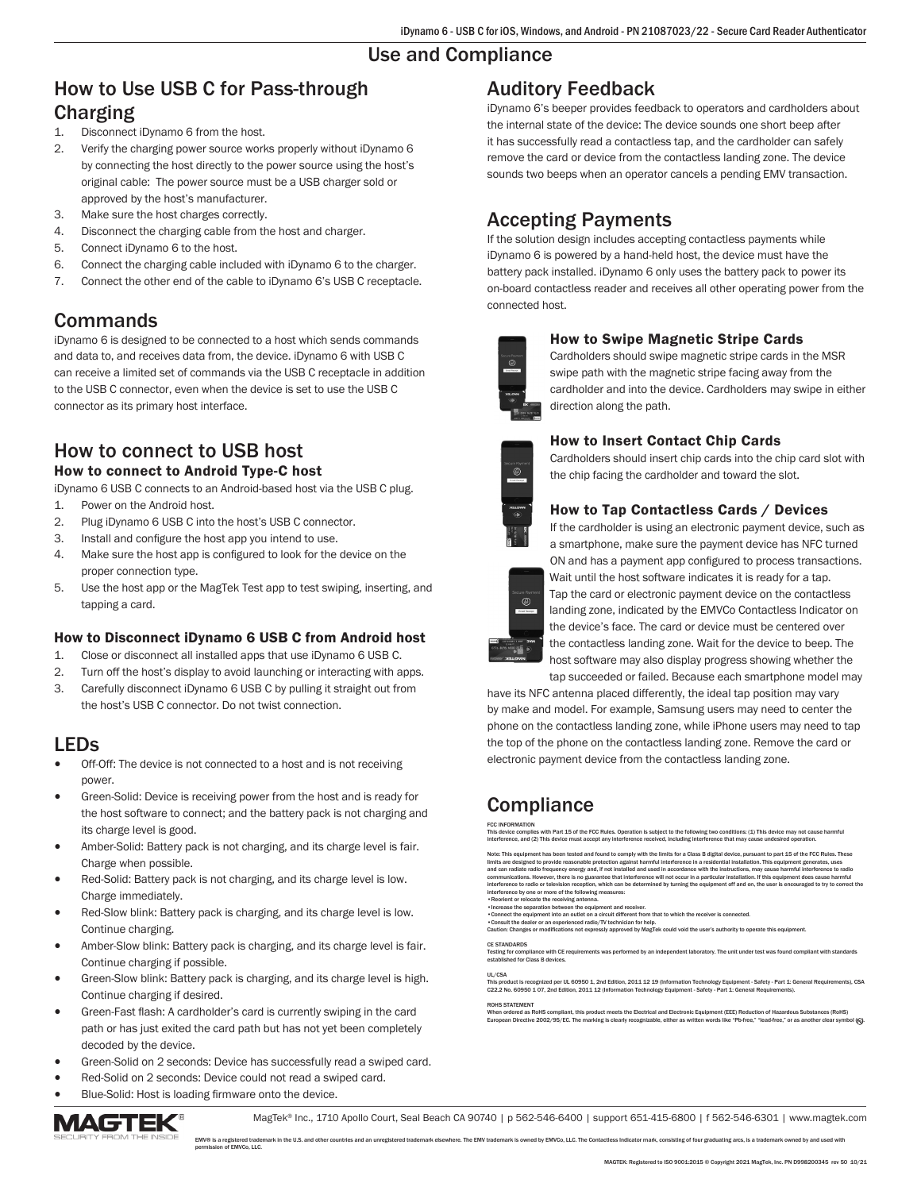# Use and Compliance

## How to Use USB C for Pass-through Charging

1. Disconnect iDynamo 6 from the host.
2. Verify the charging power source works properly without iDynamo 6 by connecting the host directly to the power source using the host's original cable: The power source must be a USB charger sold or approved by the host's manufacturer.
3. Make sure the host charges correctly.
4. Disconnect the charging cable from the host and charger.
5. Connect iDynamo 6 to the host.
6. Connect the charging cable included with iDynamo 6 to the charger.
7. Connect the other end of the cable to iDynamo 6's USB C receptacle.

## Commands

iDynamo 6 is designed to be connected to a host which sends commands and data to, and receives data from, the device. iDynamo 6 with USB C can receive a limited set of commands via the USB C receptacle in addition to the USB C connector, even when the device is set to use the USB C connector as its primary host interface.

## How to connect to USB host

### How to connect to Android Type-C host

iDynamo 6 USB C connects to an Android-based host via the USB C plug.

1. Power on the Android host.
2. Plug iDynamo 6 USB C into the host's USB C connector.
3. Install and configure the host app you intend to use.
4. Make sure the host app is configured to look for the device on the proper connection type.
5. Use the host app or the MagTek Test app to test swiping, inserting, and tapping a card.

### How to Disconnect iDynamo 6 USB C from Android host

1. Close or disconnect all installed apps that use iDynamo 6 USB C.
2. Turn off the host's display to avoid launching or interacting with apps.
3. Carefully disconnect iDynamo 6 USB C by pulling it straight out from the host's USB C connector. Do not twist connection.

## LEDs

- Off-Off: The device is not connected to a host and is not receiving power.
- Green-Solid: Device is receiving power from the host and is ready for the host software to connect; and the battery pack is not charging and its charge level is good.
- Amber-Solid: Battery pack is not charging, and its charge level is fair. Charge when possible.
- Red-Solid: Battery pack is not charging, and its charge level is low. Charge immediately.
- Red-Slow blink: Battery pack is charging, and its charge level is low. Continue charging.
- Amber-Slow blink: Battery pack is charging, and its charge level is fair. Continue charging if possible.
- Green-Slow blink: Battery pack is charging, and its charge level is high. Continue charging if desired.
- Green-Fast flash: A cardholder's card is currently swiping in the card path or has just exited the card path but has not yet been completely decoded by the device.
- Green-Solid on 2 seconds: Device has successfully read a swiped card.
- Red-Solid on 2 seconds: Device could not read a swiped card.
- Blue-Solid: Host is loading firmware onto the device.

## Auditory Feedback

iDynamo 6's beeper provides feedback to operators and cardholders about the internal state of the device: The device sounds one short beep after it has successfully read a contactless tap, and the cardholder can safely remove the card or device from the contactless landing zone. The device sounds two beeps when an operator cancels a pending EMV transaction.

## Accepting Payments

If the solution design includes accepting contactless payments while iDynamo 6 is powered by a hand-held host, the device must have the battery pack installed. iDynamo 6 only uses the battery pack to power its on-board contactless reader and receives all other operating power from the connected host.

### How to Swipe Magnetic Stripe Cards

Cardholders should swipe magnetic stripe cards in the MSR swipe path with the magnetic stripe facing away from the cardholder and into the device. Cardholders may swipe in either direction along the path.

### How to Insert Contact Chip Cards

Cardholders should insert chip cards into the chip card slot with the chip facing the cardholder and toward the slot.

### How to Tap Contactless Cards / Devices

If the cardholder is using an electronic payment device, such as a smartphone, make sure the payment device has NFC turned ON and has a payment app configured to process transactions. Wait until the host software indicates it is ready for a tap. Tap the card or electronic payment device on the contactless landing zone, indicated by the EMVCo Contactless Indicator on the device's face. The card or device must be centered over the contactless landing zone. Wait for the device to beep. The host software may also display progress showing whether the tap succeeded or failed. Because each smartphone model may have its NFC antenna placed differently, the ideal tap position may vary by make and model. For example, Samsung users may need to center the phone on the contactless landing zone, while iPhone users may need to tap the top of the phone on the contactless landing zone. Remove the card or electronic payment device from the contactless landing zone.

## Compliance

FCC INFORMATION
This device complies with Part 15 of the FCC Rules. Operation is subject to the following two conditions: (1) This device may not cause harmful interference, and (2) This device must accept any interference received, including interference that may cause undesired operation.

Note: This equipment has been tested and found to comply with the limits for a Class B digital device, pursuant to part 15 of the FCC Rules. These limits are designed to provide reasonable protection against harmful interference in a residential installation. This equipment generates, uses and can radiate radio frequency energy and, if not installed and used in accordance with the instructions, may cause harmful interference to radio communications. However, there is no guarantee that interference will not occur in a particular installation. If this equipment does cause harmful interference to radio or television reception, which can be determined by turning the equipment off and on, the user is encouraged to try to correct the interference by one or more of the following measures:

- Reorient or relocate the receiving antenna.
- Increase the separation between the equipment and receiver.
- Connect the equipment into an outlet on a circuit different from that to which the receiver is connected.
- Consult the dealer or an experienced radio/TV technician for help.

Caution: Changes or modifications not expressly approved by MagTek could void the user's authority to operate this equipment.

CE STANDARDS
Testing for compliance with CE requirements was performed by an independent laboratory. The unit under test was found compliant with standards established for Class B devices.

UL/CSA
This product is recognized per UL 60950 1, 2nd Edition, 2011 12 19 (Information Technology Equipment - Safety - Part 1: General Requirements), CSA C22.2 No. 60950 1 07, 2nd Edition, 2011 12 (Information Technology Equipment - Safety - Part 1: General Requirements).

ROHS STATEMENT
When ordered as RoHS compliant, this product meets the Electrical and Electronic Equipment (EEE) Reduction of Hazardous Substances (RoHS) European Directive 2002/95/EC. The marking is clearly recognizable, either as written words like "Pb-free," "lead-free," or as another clear symbol.

MagTek® Inc., 1710 Apollo Court, Seal Beach CA 90740 | p 562-546-6400 | support 651-415-6800 | f 562-546-6301 | www.magtek.com

EMV® is a registered trademark in the U.S. and other countries and an unregistered trademark elsewhere. The EMV trademark is owned by EMVCo, LLC. The Contactless Indicator mark, consisting of four graduating arcs, is a trademark owned by and used with permission of EMVCo, LLC.

MAGTEK: Registered to ISO 9001:2015 © Copyright 2021 MagTek, Inc. PN D998200345 rev 50 10/21